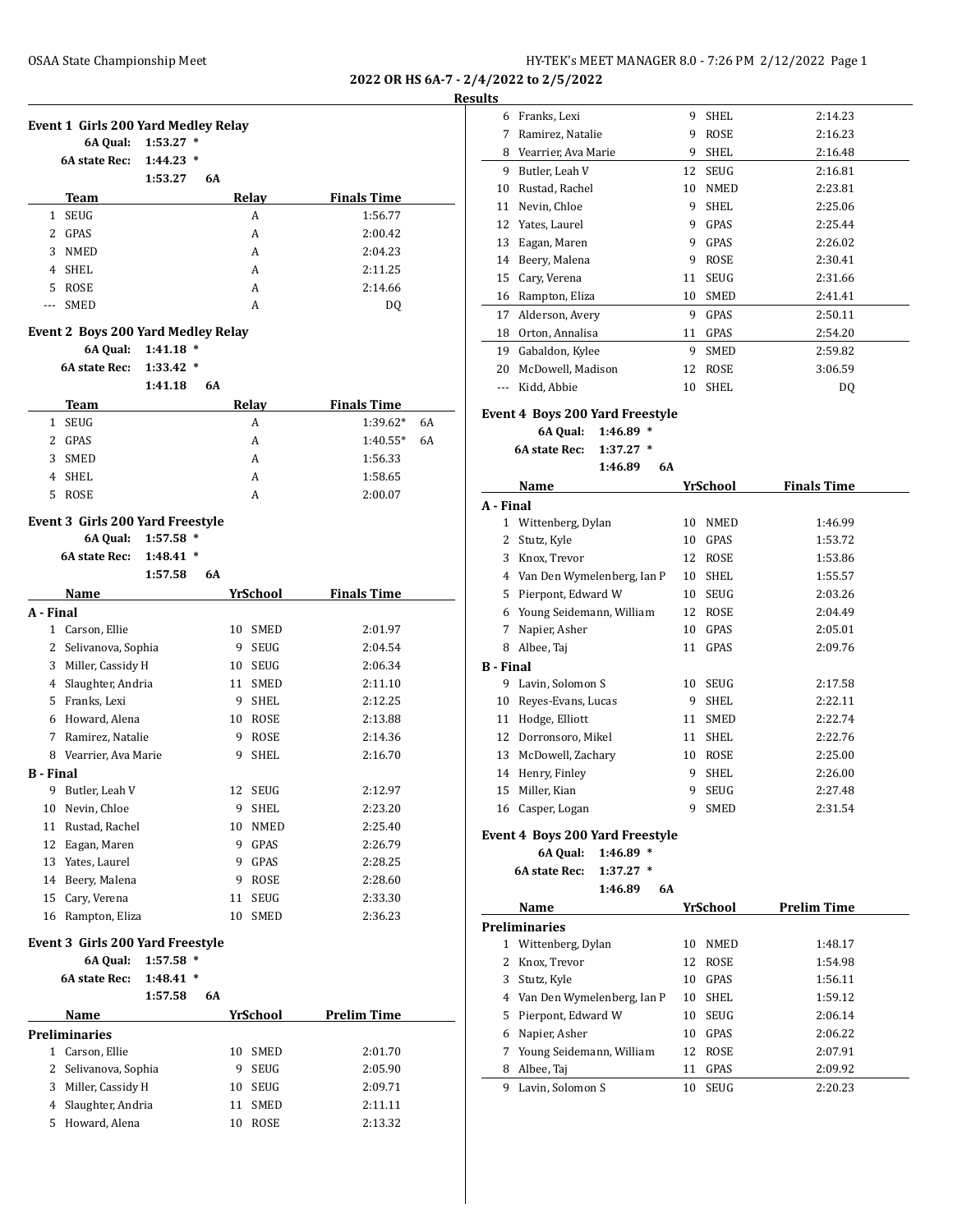# 2022 OR HS 6A-7 - 2/4/2022 to 2/5/2022

## Results

### Event 1 Girls 200 Yard Medley Relay

6A Qual: 1:53.27 *
6A state Rec: 1:44.23 *
1:53.27 6A

| | Team | Relay | Finals Time |
|---|---|---|---|
| 1 | SEUG | A | 1:56.77 |
| 2 | GPAS | A | 2:00.42 |
| 3 | NMED | A | 2:04.23 |
| 4 | SHEL | A | 2:11.25 |
| 5 | ROSE | A | 2:14.66 |
| --- | SMED | A | DQ |

### Event 2 Boys 200 Yard Medley Relay

6A Qual: 1:41.18 *
6A state Rec: 1:33.42 *
1:41.18 6A

| | Team | Relay | Finals Time | |
|---|---|---|---|---|
| 1 | SEUG | A | 1:39.62* | 6A |
| 2 | GPAS | A | 1:40.55* | 6A |
| 3 | SMED | A | 1:56.33 | |
| 4 | SHEL | A | 1:58.65 | |
| 5 | ROSE | A | 2:00.07 | |

### Event 3 Girls 200 Yard Freestyle

6A Qual: 1:57.58 *
6A state Rec: 1:48.41 *
1:57.58 6A

| | Name | Yr | School | Finals Time |
|---|---|---|---|---|
| **A - Final** | | | | |
| 1 | Carson, Ellie | 10 | SMED | 2:01.97 |
| 2 | Selivanova, Sophia | 9 | SEUG | 2:04.54 |
| 3 | Miller, Cassidy H | 10 | SEUG | 2:06.34 |
| 4 | Slaughter, Andria | 11 | SMED | 2:11.10 |
| 5 | Franks, Lexi | 9 | SHEL | 2:12.25 |
| 6 | Howard, Alena | 10 | ROSE | 2:13.88 |
| 7 | Ramirez, Natalie | 9 | ROSE | 2:14.36 |
| 8 | Vearrier, Ava Marie | 9 | SHEL | 2:16.70 |
| **B - Final** | | | | |
| 9 | Butler, Leah V | 12 | SEUG | 2:12.97 |
| 10 | Nevin, Chloe | 9 | SHEL | 2:23.20 |
| 11 | Rustad, Rachel | 10 | NMED | 2:25.40 |
| 12 | Eagan, Maren | 9 | GPAS | 2:26.79 |
| 13 | Yates, Laurel | 9 | GPAS | 2:28.25 |
| 14 | Beery, Malena | 9 | ROSE | 2:28.60 |
| 15 | Cary, Verena | 11 | SEUG | 2:33.30 |
| 16 | Rampton, Eliza | 10 | SMED | 2:36.23 |

### Event 3 Girls 200 Yard Freestyle

6A Qual: 1:57.58 *
6A state Rec: 1:48.41 *
1:57.58 6A

| | Name | Yr | School | Prelim Time |
|---|---|---|---|---|
| **Preliminaries** | | | | |
| 1 | Carson, Ellie | 10 | SMED | 2:01.70 |
| 2 | Selivanova, Sophia | 9 | SEUG | 2:05.90 |
| 3 | Miller, Cassidy H | 10 | SEUG | 2:09.71 |
| 4 | Slaughter, Andria | 11 | SMED | 2:11.11 |
| 5 | Howard, Alena | 10 | ROSE | 2:13.32 |
| 6 | Franks, Lexi | 9 | SHEL | 2:14.23 |
| 7 | Ramirez, Natalie | 9 | ROSE | 2:16.23 |
| 8 | Vearrier, Ava Marie | 9 | SHEL | 2:16.48 |
| 9 | Butler, Leah V | 12 | SEUG | 2:16.81 |
| 10 | Rustad, Rachel | 10 | NMED | 2:23.81 |
| 11 | Nevin, Chloe | 9 | SHEL | 2:25.06 |
| 12 | Yates, Laurel | 9 | GPAS | 2:25.44 |
| 13 | Eagan, Maren | 9 | GPAS | 2:26.02 |
| 14 | Beery, Malena | 9 | ROSE | 2:30.41 |
| 15 | Cary, Verena | 11 | SEUG | 2:31.66 |
| 16 | Rampton, Eliza | 10 | SMED | 2:41.41 |
| 17 | Alderson, Avery | 9 | GPAS | 2:50.11 |
| 18 | Orton, Annalisa | 11 | GPAS | 2:54.20 |
| 19 | Gabaldon, Kylee | 9 | SMED | 2:59.82 |
| 20 | McDowell, Madison | 12 | ROSE | 3:06.59 |
| --- | Kidd, Abbie | 10 | SHEL | DQ |

### Event 4 Boys 200 Yard Freestyle

6A Qual: 1:46.89 *
6A state Rec: 1:37.27 *
1:46.89 6A

| | Name | Yr | School | Finals Time |
|---|---|---|---|---|
| **A - Final** | | | | |
| 1 | Wittenberg, Dylan | 10 | NMED | 1:46.99 |
| 2 | Stutz, Kyle | 10 | GPAS | 1:53.72 |
| 3 | Knox, Trevor | 12 | ROSE | 1:53.86 |
| 4 | Van Den Wymelenberg, Ian P | 10 | SHEL | 1:55.57 |
| 5 | Pierpont, Edward W | 10 | SEUG | 2:03.26 |
| 6 | Young Seidemann, William | 12 | ROSE | 2:04.49 |
| 7 | Napier, Asher | 10 | GPAS | 2:05.01 |
| 8 | Albee, Taj | 11 | GPAS | 2:09.76 |
| **B - Final** | | | | |
| 9 | Lavin, Solomon S | 10 | SEUG | 2:17.58 |
| 10 | Reyes-Evans, Lucas | 9 | SHEL | 2:22.11 |
| 11 | Hodge, Elliott | 11 | SMED | 2:22.74 |
| 12 | Dorronsoro, Mikel | 11 | SHEL | 2:22.76 |
| 13 | McDowell, Zachary | 10 | ROSE | 2:25.00 |
| 14 | Henry, Finley | 9 | SHEL | 2:26.00 |
| 15 | Miller, Kian | 9 | SEUG | 2:27.48 |
| 16 | Casper, Logan | 9 | SMED | 2:31.54 |

### Event 4 Boys 200 Yard Freestyle

6A Qual: 1:46.89 *
6A state Rec: 1:37.27 *
1:46.89 6A

| | Name | Yr | School | Prelim Time |
|---|---|---|---|---|
| **Preliminaries** | | | | |
| 1 | Wittenberg, Dylan | 10 | NMED | 1:48.17 |
| 2 | Knox, Trevor | 12 | ROSE | 1:54.98 |
| 3 | Stutz, Kyle | 10 | GPAS | 1:56.11 |
| 4 | Van Den Wymelenberg, Ian P | 10 | SHEL | 1:59.12 |
| 5 | Pierpont, Edward W | 10 | SEUG | 2:06.14 |
| 6 | Napier, Asher | 10 | GPAS | 2:06.22 |
| 7 | Young Seidemann, William | 12 | ROSE | 2:07.91 |
| 8 | Albee, Taj | 11 | GPAS | 2:09.92 |
| 9 | Lavin, Solomon S | 10 | SEUG | 2:20.23 |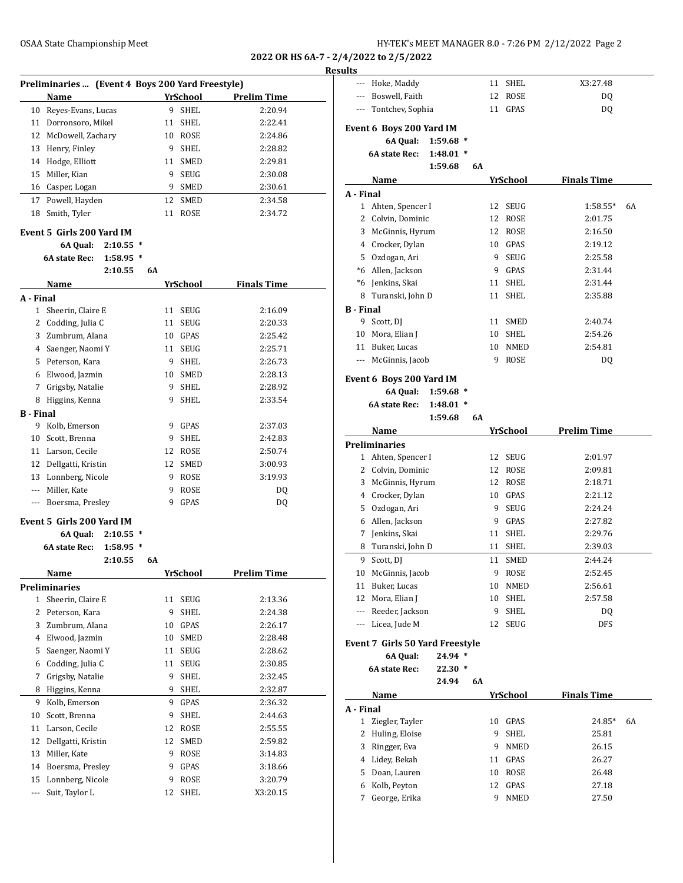**2022 OR HS 6A-7 - 2/4/2022 to 2/5/2022**

**Results**

### Preliminaries ... (Event 4 Boys 200 Yard Freestyle)

| | Name | Yr | School | Prelim Time |
|---|---|---|---|---|
| 10 | Reyes-Evans, Lucas | 9 | SHEL | 2:20.94 |
| 11 | Dorronsoro, Mikel | 11 | SHEL | 2:22.41 |
| 12 | McDowell, Zachary | 10 | ROSE | 2:24.86 |
| 13 | Henry, Finley | 9 | SHEL | 2:28.82 |
| 14 | Hodge, Elliott | 11 | SMED | 2:29.81 |
| 15 | Miller, Kian | 9 | SEUG | 2:30.08 |
| 16 | Casper, Logan | 9 | SMED | 2:30.61 |
| 17 | Powell, Hayden | 12 | SMED | 2:34.58 |
| 18 | Smith, Tyler | 11 | ROSE | 2:34.72 |

### Event 5 Girls 200 Yard IM

6A Qual: 2:10.55 *
6A state Rec: 1:58.95 *
2:10.55 6A

| | Name | Yr | School | Finals Time |
|---|---|---|---|---|
| **A - Final** | | | | |
| 1 | Sheerin, Claire E | 11 | SEUG | 2:16.09 |
| 2 | Codding, Julia C | 11 | SEUG | 2:20.33 |
| 3 | Zumbrum, Alana | 10 | GPAS | 2:25.42 |
| 4 | Saenger, Naomi Y | 11 | SEUG | 2:25.71 |
| 5 | Peterson, Kara | 9 | SHEL | 2:26.73 |
| 6 | Elwood, Jazmin | 10 | SMED | 2:28.13 |
| 7 | Grigsby, Natalie | 9 | SHEL | 2:28.92 |
| 8 | Higgins, Kenna | 9 | SHEL | 2:33.54 |
| **B - Final** | | | | |
| 9 | Kolb, Emerson | 9 | GPAS | 2:37.03 |
| 10 | Scott, Brenna | 9 | SHEL | 2:42.83 |
| 11 | Larson, Cecile | 12 | ROSE | 2:50.74 |
| 12 | Dellgatti, Kristin | 12 | SMED | 3:00.93 |
| 13 | Lonnberg, Nicole | 9 | ROSE | 3:19.93 |
| --- | Miller, Kate | 9 | ROSE | DQ |
| --- | Boersma, Presley | 9 | GPAS | DQ |

### Event 5 Girls 200 Yard IM

6A Qual: 2:10.55 *
6A state Rec: 1:58.95 *
2:10.55 6A

| | Name | Yr | School | Prelim Time |
|---|---|---|---|---|
| **Preliminaries** | | | | |
| 1 | Sheerin, Claire E | 11 | SEUG | 2:13.36 |
| 2 | Peterson, Kara | 9 | SHEL | 2:24.38 |
| 3 | Zumbrum, Alana | 10 | GPAS | 2:26.17 |
| 4 | Elwood, Jazmin | 10 | SMED | 2:28.48 |
| 5 | Saenger, Naomi Y | 11 | SEUG | 2:28.62 |
| 6 | Codding, Julia C | 11 | SEUG | 2:30.85 |
| 7 | Grigsby, Natalie | 9 | SHEL | 2:32.45 |
| 8 | Higgins, Kenna | 9 | SHEL | 2:32.87 |
| 9 | Kolb, Emerson | 9 | GPAS | 2:36.32 |
| 10 | Scott, Brenna | 9 | SHEL | 2:44.63 |
| 11 | Larson, Cecile | 12 | ROSE | 2:55.55 |
| 12 | Dellgatti, Kristin | 12 | SMED | 2:59.82 |
| 13 | Miller, Kate | 9 | ROSE | 3:14.83 |
| 14 | Boersma, Presley | 9 | GPAS | 3:18.66 |
| 15 | Lonnberg, Nicole | 9 | ROSE | 3:20.79 |
| --- | Suit, Taylor L | 12 | SHEL | X3:20.15 |
| --- | Hoke, Maddy | 11 | SHEL | X3:27.48 |
| --- | Boswell, Faith | 12 | ROSE | DQ |
| --- | Tontchev, Sophia | 11 | GPAS | DQ |

### Event 6 Boys 200 Yard IM

6A Qual: 1:59.68 *
6A state Rec: 1:48.01 *
1:59.68 6A

| | Name | Yr | School | Finals Time | |
|---|---|---|---|---|---|
| **A - Final** | | | | | |
| 1 | Ahten, Spencer I | 12 | SEUG | 1:58.55* | 6A |
| 2 | Colvin, Dominic | 12 | ROSE | 2:01.75 | |
| 3 | McGinnis, Hyrum | 12 | ROSE | 2:16.50 | |
| 4 | Crocker, Dylan | 10 | GPAS | 2:19.12 | |
| 5 | Ozdogan, Ari | 9 | SEUG | 2:25.58 | |
| *6 | Allen, Jackson | 9 | GPAS | 2:31.44 | |
| *6 | Jenkins, Skai | 11 | SHEL | 2:31.44 | |
| 8 | Turanski, John D | 11 | SHEL | 2:35.88 | |
| **B - Final** | | | | | |
| 9 | Scott, DJ | 11 | SMED | 2:40.74 | |
| 10 | Mora, Elian J | 10 | SHEL | 2:54.26 | |
| 11 | Buker, Lucas | 10 | NMED | 2:54.81 | |
| --- | McGinnis, Jacob | 9 | ROSE | DQ | |

### Event 6 Boys 200 Yard IM

6A Qual: 1:59.68 *
6A state Rec: 1:48.01 *
1:59.68 6A

| | Name | Yr | School | Prelim Time |
|---|---|---|---|---|
| **Preliminaries** | | | | |
| 1 | Ahten, Spencer I | 12 | SEUG | 2:01.97 |
| 2 | Colvin, Dominic | 12 | ROSE | 2:09.81 |
| 3 | McGinnis, Hyrum | 12 | ROSE | 2:18.71 |
| 4 | Crocker, Dylan | 10 | GPAS | 2:21.12 |
| 5 | Ozdogan, Ari | 9 | SEUG | 2:24.24 |
| 6 | Allen, Jackson | 9 | GPAS | 2:27.82 |
| 7 | Jenkins, Skai | 11 | SHEL | 2:29.76 |
| 8 | Turanski, John D | 11 | SHEL | 2:39.03 |
| 9 | Scott, DJ | 11 | SMED | 2:44.24 |
| 10 | McGinnis, Jacob | 9 | ROSE | 2:52.45 |
| 11 | Buker, Lucas | 10 | NMED | 2:56.61 |
| 12 | Mora, Elian J | 10 | SHEL | 2:57.58 |
| --- | Reeder, Jackson | 9 | SHEL | DQ |
| --- | Licea, Jude M | 12 | SEUG | DFS |

### Event 7 Girls 50 Yard Freestyle

6A Qual: 24.94 *
6A state Rec: 22.30 *
24.94 6A

| | Name | Yr | School | Finals Time | |
|---|---|---|---|---|---|
| **A - Final** | | | | | |
| 1 | Ziegler, Tayler | 10 | GPAS | 24.85* | 6A |
| 2 | Huling, Eloise | 9 | SHEL | 25.81 | |
| 3 | Ringger, Eva | 9 | NMED | 26.15 | |
| 4 | Lidey, Bekah | 11 | GPAS | 26.27 | |
| 5 | Doan, Lauren | 10 | ROSE | 26.48 | |
| 6 | Kolb, Peyton | 12 | GPAS | 27.18 | |
| 7 | George, Erika | 9 | NMED | 27.50 | |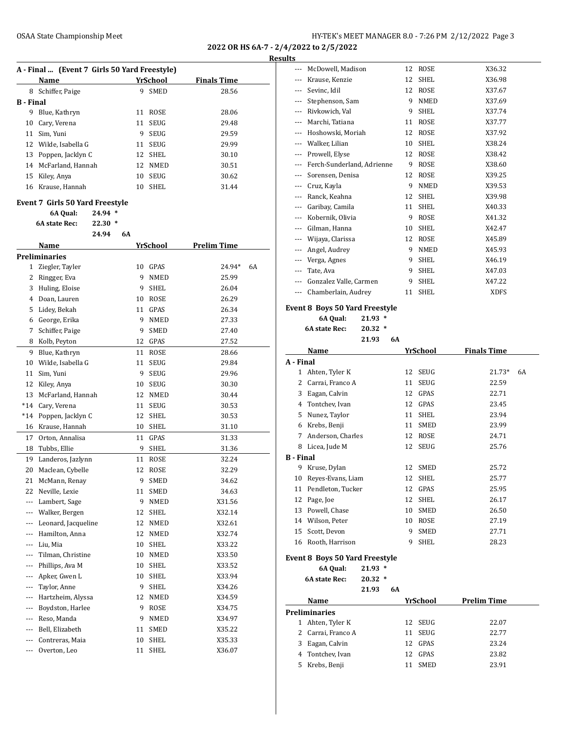**2022 OR HS 6A-7 - 2/4/2022 to 2/5/2022**

**Results**

### A - Final ... (Event 7 Girls 50 Yard Freestyle)

| | Name | Yr | School | Finals Time | |
|---|---|---|---|---|---|
| 8 | Schiffer, Paige | 9 | SMED | 28.56 | |
| **B - Final** | | | | | |
| 9 | Blue, Kathryn | 11 | ROSE | 28.06 | |
| 10 | Cary, Verena | 11 | SEUG | 29.48 | |
| 11 | Sim, Yuni | 9 | SEUG | 29.59 | |
| 12 | Wilde, Isabella G | 11 | SEUG | 29.99 | |
| 13 | Poppen, Jacklyn C | 12 | SHEL | 30.10 | |
| 14 | McFarland, Hannah | 12 | NMED | 30.51 | |
| 15 | Kiley, Anya | 10 | SEUG | 30.62 | |
| 16 | Krause, Hannah | 10 | SHEL | 31.44 | |

### Event 7 Girls 50 Yard Freestyle

6A Qual: 24.94 *
6A state Rec: 22.30 *
24.94 6A

| | Name | Yr | School | Prelim Time | |
|---|---|---|---|---|---|
| **Preliminaries** | | | | | |
| 1 | Ziegler, Tayler | 10 | GPAS | 24.94* | 6A |
| 2 | Ringger, Eva | 9 | NMED | 25.99 | |
| 3 | Huling, Eloise | 9 | SHEL | 26.04 | |
| 4 | Doan, Lauren | 10 | ROSE | 26.29 | |
| 5 | Lidey, Bekah | 11 | GPAS | 26.34 | |
| 6 | George, Erika | 9 | NMED | 27.33 | |
| 7 | Schiffer, Paige | 9 | SMED | 27.40 | |
| 8 | Kolb, Peyton | 12 | GPAS | 27.52 | |
| 9 | Blue, Kathryn | 11 | ROSE | 28.66 | |
| 10 | Wilde, Isabella G | 11 | SEUG | 29.84 | |
| 11 | Sim, Yuni | 9 | SEUG | 29.96 | |
| 12 | Kiley, Anya | 10 | SEUG | 30.30 | |
| 13 | McFarland, Hannah | 12 | NMED | 30.44 | |
| *14 | Cary, Verena | 11 | SEUG | 30.53 | |
| *14 | Poppen, Jacklyn C | 12 | SHEL | 30.53 | |
| 16 | Krause, Hannah | 10 | SHEL | 31.10 | |
| 17 | Orton, Annalisa | 11 | GPAS | 31.33 | |
| 18 | Tubbs, Ellie | 9 | SHEL | 31.36 | |
| 19 | Landeros, Jazlynn | 11 | ROSE | 32.24 | |
| 20 | Maclean, Cybelle | 12 | ROSE | 32.29 | |
| 21 | McMann, Renay | 9 | SMED | 34.62 | |
| 22 | Neville, Lexie | 11 | SMED | 34.63 | |
| --- | Lambert, Sage | 9 | NMED | X31.56 | |
| --- | Walker, Bergen | 12 | SHEL | X32.14 | |
| --- | Leonard, Jacqueline | 12 | NMED | X32.61 | |
| --- | Hamilton, Anna | 12 | NMED | X32.74 | |
| --- | Liu, Mia | 10 | SHEL | X33.22 | |
| --- | Tilman, Christine | 10 | NMED | X33.50 | |
| --- | Phillips, Ava M | 10 | SHEL | X33.52 | |
| --- | Apker, Gwen L | 10 | SHEL | X33.94 | |
| --- | Taylor, Anne | 9 | SHEL | X34.26 | |
| --- | Hartzheim, Alyssa | 12 | NMED | X34.59 | |
| --- | Boydston, Harlee | 9 | ROSE | X34.75 | |
| --- | Reso, Manda | 9 | NMED | X34.97 | |
| --- | Bell, Elizabeth | 11 | SMED | X35.22 | |
| --- | Contreras, Maia | 10 | SHEL | X35.33 | |
| --- | Overton, Leo | 11 | SHEL | X36.07 | |
| --- | McDowell, Madison | 12 | ROSE | X36.32 | |
| --- | Krause, Kenzie | 12 | SHEL | X36.98 | |
| --- | Sevinc, Idil | 12 | ROSE | X37.67 | |
| --- | Stephenson, Sam | 9 | NMED | X37.69 | |
| --- | Rivkowich, Val | 9 | SHEL | X37.74 | |
| --- | Marchi, Tatiana | 11 | ROSE | X37.77 | |
| --- | Hoshowski, Moriah | 12 | ROSE | X37.92 | |
| --- | Walker, Lilian | 10 | SHEL | X38.24 | |
| --- | Prowell, Elyse | 12 | ROSE | X38.42 | |
| --- | Ferch-Sunderland, Adrienne | 9 | ROSE | X38.60 | |
| --- | Sorensen, Denisa | 12 | ROSE | X39.25 | |
| --- | Cruz, Kayla | 9 | NMED | X39.53 | |
| --- | Ranck, Keahna | 12 | SHEL | X39.98 | |
| --- | Garibay, Camila | 11 | SHEL | X40.33 | |
| --- | Kobernik, Olivia | 9 | ROSE | X41.32 | |
| --- | Gilman, Hanna | 10 | SHEL | X42.47 | |
| --- | Wijaya, Clarissa | 12 | ROSE | X45.89 | |
| --- | Angel, Audrey | 9 | NMED | X45.93 | |
| --- | Verga, Agnes | 9 | SHEL | X46.19 | |
| --- | Tate, Ava | 9 | SHEL | X47.03 | |
| --- | Gonzalez Valle, Carmen | 9 | SHEL | X47.22 | |
| --- | Chamberlain, Audrey | 11 | SHEL | XDFS | |

### Event 8 Boys 50 Yard Freestyle

6A Qual: 21.93 *
6A state Rec: 20.32 *
21.93 6A

| | Name | Yr | School | Finals Time | |
|---|---|---|---|---|---|
| **A - Final** | | | | | |
| 1 | Ahten, Tyler K | 12 | SEUG | 21.73* | 6A |
| 2 | Carrai, Franco A | 11 | SEUG | 22.59 | |
| 3 | Eagan, Calvin | 12 | GPAS | 22.71 | |
| 4 | Tontchev, Ivan | 12 | GPAS | 23.45 | |
| 5 | Nunez, Taylor | 11 | SHEL | 23.94 | |
| 6 | Krebs, Benji | 11 | SMED | 23.99 | |
| 7 | Anderson, Charles | 12 | ROSE | 24.71 | |
| 8 | Licea, Jude M | 12 | SEUG | 25.76 | |
| **B - Final** | | | | | |
| 9 | Kruse, Dylan | 12 | SMED | 25.72 | |
| 10 | Reyes-Evans, Liam | 12 | SHEL | 25.77 | |
| 11 | Pendleton, Tucker | 12 | GPAS | 25.95 | |
| 12 | Page, Joe | 12 | SHEL | 26.17 | |
| 13 | Powell, Chase | 10 | SMED | 26.50 | |
| 14 | Wilson, Peter | 10 | ROSE | 27.19 | |
| 15 | Scott, Devon | 9 | SMED | 27.71 | |
| 16 | Rooth, Harrison | 9 | SHEL | 28.23 | |

### Event 8 Boys 50 Yard Freestyle

6A Qual: 21.93 *
6A state Rec: 20.32 *
21.93 6A

| | Name | Yr | School | Prelim Time |
|---|---|---|---|---|
| **Preliminaries** | | | | |
| 1 | Ahten, Tyler K | 12 | SEUG | 22.07 |
| 2 | Carrai, Franco A | 11 | SEUG | 22.77 |
| 3 | Eagan, Calvin | 12 | GPAS | 23.24 |
| 4 | Tontchev, Ivan | 12 | GPAS | 23.82 |
| 5 | Krebs, Benji | 11 | SMED | 23.91 |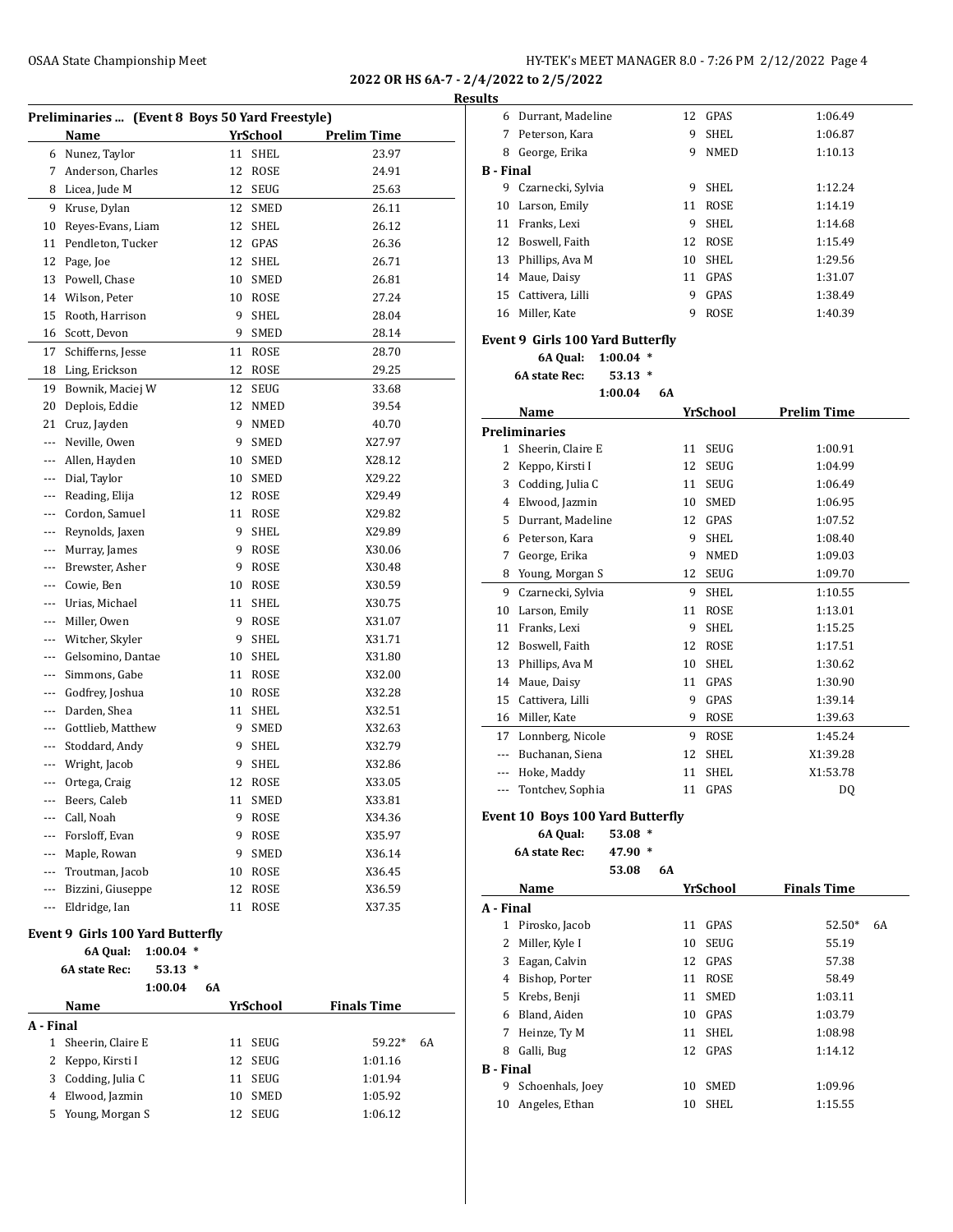**2022 OR HS 6A-7 - 2/4/2022 to 2/5/2022**

**Results**

### Preliminaries ... (Event 8 Boys 50 Yard Freestyle)

| | Name | Yr | School | Prelim Time |
|---|---|---|---|---|
| 6 | Nunez, Taylor | 11 | SHEL | 23.97 |
| 7 | Anderson, Charles | 12 | ROSE | 24.91 |
| 8 | Licea, Jude M | 12 | SEUG | 25.63 |
| 9 | Kruse, Dylan | 12 | SMED | 26.11 |
| 10 | Reyes-Evans, Liam | 12 | SHEL | 26.12 |
| 11 | Pendleton, Tucker | 12 | GPAS | 26.36 |
| 12 | Page, Joe | 12 | SHEL | 26.71 |
| 13 | Powell, Chase | 10 | SMED | 26.81 |
| 14 | Wilson, Peter | 10 | ROSE | 27.24 |
| 15 | Rooth, Harrison | 9 | SHEL | 28.04 |
| 16 | Scott, Devon | 9 | SMED | 28.14 |
| 17 | Schifferns, Jesse | 11 | ROSE | 28.70 |
| 18 | Ling, Erickson | 12 | ROSE | 29.25 |
| 19 | Bownik, Maciej W | 12 | SEUG | 33.68 |
| 20 | Deplois, Eddie | 12 | NMED | 39.54 |
| 21 | Cruz, Jayden | 9 | NMED | 40.70 |
| --- | Neville, Owen | 9 | SMED | X27.97 |
| --- | Allen, Hayden | 10 | SMED | X28.12 |
| --- | Dial, Taylor | 10 | SMED | X29.22 |
| --- | Reading, Elija | 12 | ROSE | X29.49 |
| --- | Cordon, Samuel | 11 | ROSE | X29.82 |
| --- | Reynolds, Jaxen | 9 | SHEL | X29.89 |
| --- | Murray, James | 9 | ROSE | X30.06 |
| --- | Brewster, Asher | 9 | ROSE | X30.48 |
| --- | Cowie, Ben | 10 | ROSE | X30.59 |
| --- | Urias, Michael | 11 | SHEL | X30.75 |
| --- | Miller, Owen | 9 | ROSE | X31.07 |
| --- | Witcher, Skyler | 9 | SHEL | X31.71 |
| --- | Gelsomino, Dantae | 10 | SHEL | X31.80 |
| --- | Simmons, Gabe | 11 | ROSE | X32.00 |
| --- | Godfrey, Joshua | 10 | ROSE | X32.28 |
| --- | Darden, Shea | 11 | SHEL | X32.51 |
| --- | Gottlieb, Matthew | 9 | SMED | X32.63 |
| --- | Stoddard, Andy | 9 | SHEL | X32.79 |
| --- | Wright, Jacob | 9 | SHEL | X32.86 |
| --- | Ortega, Craig | 12 | ROSE | X33.05 |
| --- | Beers, Caleb | 11 | SMED | X33.81 |
| --- | Call, Noah | 9 | ROSE | X34.36 |
| --- | Forsloff, Evan | 9 | ROSE | X35.97 |
| --- | Maple, Rowan | 9 | SMED | X36.14 |
| --- | Troutman, Jacob | 10 | ROSE | X36.45 |
| --- | Bizzini, Giuseppe | 12 | ROSE | X36.59 |
| --- | Eldridge, Ian | 11 | ROSE | X37.35 |

### Event 9 Girls 100 Yard Butterfly

6A Qual: 1:00.04 *
6A state Rec: 53.13 *
1:00.04 6A

| | Name | Yr | School | Finals Time | |
|---|---|---|---|---|---|
| **A - Final** | | | | | |
| 1 | Sheerin, Claire E | 11 | SEUG | 59.22* | 6A |
| 2 | Keppo, Kirsti I | 12 | SEUG | 1:01.16 | |
| 3 | Codding, Julia C | 11 | SEUG | 1:01.94 | |
| 4 | Elwood, Jazmin | 10 | SMED | 1:05.92 | |
| 5 | Young, Morgan S | 12 | SEUG | 1:06.12 | |
| 6 | Durrant, Madeline | 12 | GPAS | 1:06.49 | |
| 7 | Peterson, Kara | 9 | SHEL | 1:06.87 | |
| 8 | George, Erika | 9 | NMED | 1:10.13 | |
| **B - Final** | | | | | |
| 9 | Czarnecki, Sylvia | 9 | SHEL | 1:12.24 | |
| 10 | Larson, Emily | 11 | ROSE | 1:14.19 | |
| 11 | Franks, Lexi | 9 | SHEL | 1:14.68 | |
| 12 | Boswell, Faith | 12 | ROSE | 1:15.49 | |
| 13 | Phillips, Ava M | 10 | SHEL | 1:29.56 | |
| 14 | Maue, Daisy | 11 | GPAS | 1:31.07 | |
| 15 | Cattivera, Lilli | 9 | GPAS | 1:38.49 | |
| 16 | Miller, Kate | 9 | ROSE | 1:40.39 | |

### Event 9 Girls 100 Yard Butterfly

6A Qual: 1:00.04 *
6A state Rec: 53.13 *
1:00.04 6A

| | Name | Yr | School | Prelim Time |
|---|---|---|---|---|
| **Preliminaries** | | | | |
| 1 | Sheerin, Claire E | 11 | SEUG | 1:00.91 |
| 2 | Keppo, Kirsti I | 12 | SEUG | 1:04.99 |
| 3 | Codding, Julia C | 11 | SEUG | 1:06.49 |
| 4 | Elwood, Jazmin | 10 | SMED | 1:06.95 |
| 5 | Durrant, Madeline | 12 | GPAS | 1:07.52 |
| 6 | Peterson, Kara | 9 | SHEL | 1:08.40 |
| 7 | George, Erika | 9 | NMED | 1:09.03 |
| 8 | Young, Morgan S | 12 | SEUG | 1:09.70 |
| 9 | Czarnecki, Sylvia | 9 | SHEL | 1:10.55 |
| 10 | Larson, Emily | 11 | ROSE | 1:13.01 |
| 11 | Franks, Lexi | 9 | SHEL | 1:15.25 |
| 12 | Boswell, Faith | 12 | ROSE | 1:17.51 |
| 13 | Phillips, Ava M | 10 | SHEL | 1:30.62 |
| 14 | Maue, Daisy | 11 | GPAS | 1:30.90 |
| 15 | Cattivera, Lilli | 9 | GPAS | 1:39.14 |
| 16 | Miller, Kate | 9 | ROSE | 1:39.63 |
| 17 | Lonnberg, Nicole | 9 | ROSE | 1:45.24 |
| --- | Buchanan, Siena | 12 | SHEL | X1:39.28 |
| --- | Hoke, Maddy | 11 | SHEL | X1:53.78 |
| --- | Tontchev, Sophia | 11 | GPAS | DQ |

### Event 10 Boys 100 Yard Butterfly

6A Qual: 53.08 *
6A state Rec: 47.90 *
53.08 6A

| | Name | Yr | School | Finals Time | |
|---|---|---|---|---|---|
| **A - Final** | | | | | |
| 1 | Pirosko, Jacob | 11 | GPAS | 52.50* | 6A |
| 2 | Miller, Kyle I | 10 | SEUG | 55.19 | |
| 3 | Eagan, Calvin | 12 | GPAS | 57.38 | |
| 4 | Bishop, Porter | 11 | ROSE | 58.49 | |
| 5 | Krebs, Benji | 11 | SMED | 1:03.11 | |
| 6 | Bland, Aiden | 10 | GPAS | 1:03.79 | |
| 7 | Heinze, Ty M | 11 | SHEL | 1:08.98 | |
| 8 | Galli, Bug | 12 | GPAS | 1:14.12 | |
| **B - Final** | | | | | |
| 9 | Schoenhals, Joey | 10 | SMED | 1:09.96 | |
| 10 | Angeles, Ethan | 10 | SHEL | 1:15.55 | |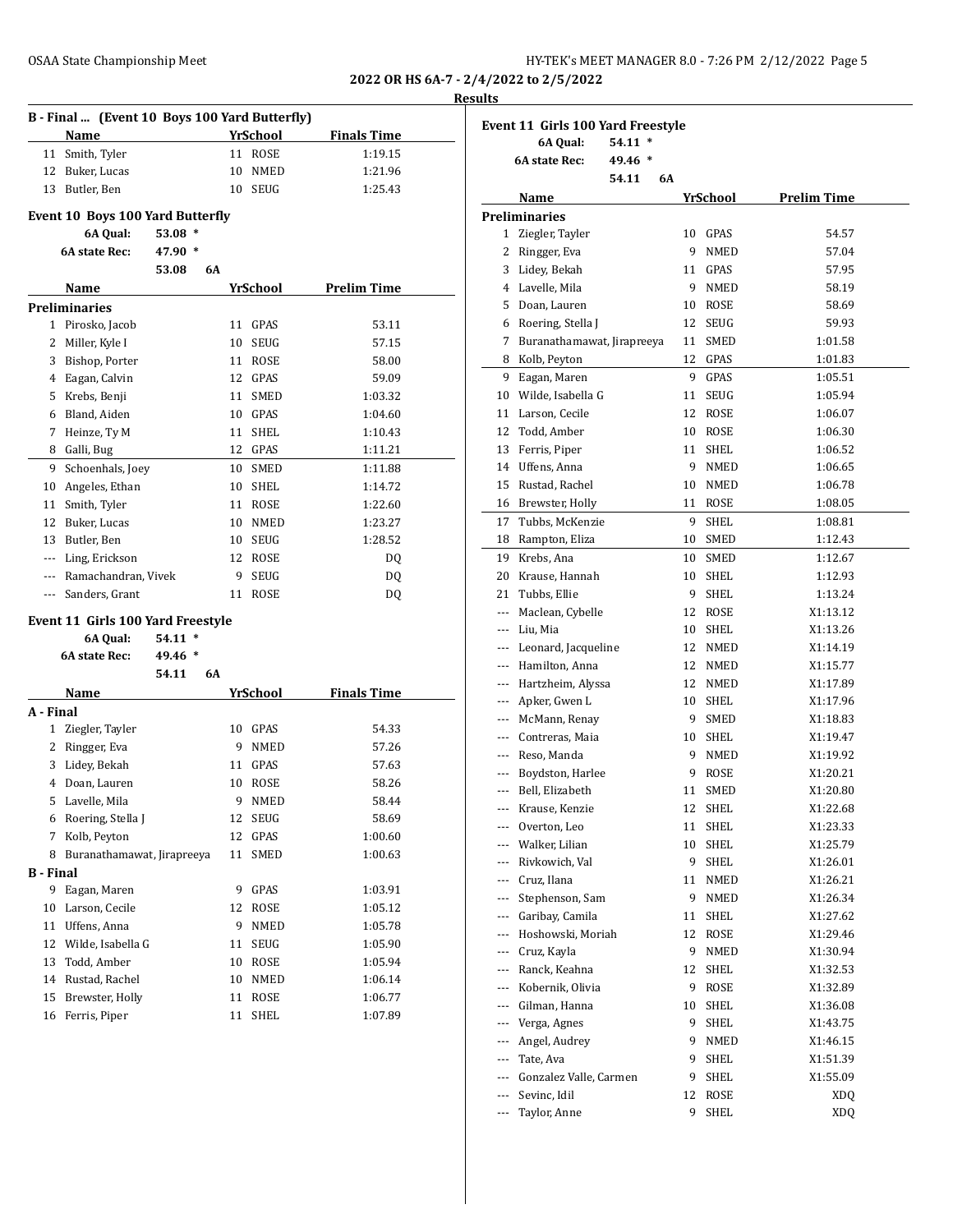2022 OR HS 6A-7 - 2/4/2022 to 2/5/2022

Results

### B - Final ... (Event 10 Boys 100 Yard Butterfly)

| | Name | Yr | School | Finals Time |
|---|---|---|---|---|
| 11 | Smith, Tyler | 11 | ROSE | 1:19.15 |
| 12 | Buker, Lucas | 10 | NMED | 1:21.96 |
| 13 | Butler, Ben | 10 | SEUG | 1:25.43 |

### Event 10 Boys 100 Yard Butterfly

6A Qual: 53.08 *
6A state Rec: 47.90 *
53.08 6A

| | Name | Yr | School | Prelim Time |
|---|---|---|---|---|
| **Preliminaries** | | | | |
| 1 | Pirosko, Jacob | 11 | GPAS | 53.11 |
| 2 | Miller, Kyle I | 10 | SEUG | 57.15 |
| 3 | Bishop, Porter | 11 | ROSE | 58.00 |
| 4 | Eagan, Calvin | 12 | GPAS | 59.09 |
| 5 | Krebs, Benji | 11 | SMED | 1:03.32 |
| 6 | Bland, Aiden | 10 | GPAS | 1:04.60 |
| 7 | Heinze, Ty M | 11 | SHEL | 1:10.43 |
| 8 | Galli, Bug | 12 | GPAS | 1:11.21 |
| 9 | Schoenhals, Joey | 10 | SMED | 1:11.88 |
| 10 | Angeles, Ethan | 10 | SHEL | 1:14.72 |
| 11 | Smith, Tyler | 11 | ROSE | 1:22.60 |
| 12 | Buker, Lucas | 10 | NMED | 1:23.27 |
| 13 | Butler, Ben | 10 | SEUG | 1:28.52 |
| --- | Ling, Erickson | 12 | ROSE | DQ |
| --- | Ramachandran, Vivek | 9 | SEUG | DQ |
| --- | Sanders, Grant | 11 | ROSE | DQ |

### Event 11 Girls 100 Yard Freestyle

6A Qual: 54.11 *
6A state Rec: 49.46 *
54.11 6A

| | Name | Yr | School | Finals Time |
|---|---|---|---|---|
| **A - Final** | | | | |
| 1 | Ziegler, Tayler | 10 | GPAS | 54.33 |
| 2 | Ringger, Eva | 9 | NMED | 57.26 |
| 3 | Lidey, Bekah | 11 | GPAS | 57.63 |
| 4 | Doan, Lauren | 10 | ROSE | 58.26 |
| 5 | Lavelle, Mila | 9 | NMED | 58.44 |
| 6 | Roering, Stella J | 12 | SEUG | 58.69 |
| 7 | Kolb, Peyton | 12 | GPAS | 1:00.60 |
| 8 | Buranathamawat, Jirapreeya | 11 | SMED | 1:00.63 |
| **B - Final** | | | | |
| 9 | Eagan, Maren | 9 | GPAS | 1:03.91 |
| 10 | Larson, Cecile | 12 | ROSE | 1:05.12 |
| 11 | Uffens, Anna | 9 | NMED | 1:05.78 |
| 12 | Wilde, Isabella G | 11 | SEUG | 1:05.90 |
| 13 | Todd, Amber | 10 | ROSE | 1:05.94 |
| 14 | Rustad, Rachel | 10 | NMED | 1:06.14 |
| 15 | Brewster, Holly | 11 | ROSE | 1:06.77 |
| 16 | Ferris, Piper | 11 | SHEL | 1:07.89 |

### Event 11 Girls 100 Yard Freestyle

6A Qual: 54.11 *
6A state Rec: 49.46 *
54.11 6A

| | Name | Yr | School | Prelim Time |
|---|---|---|---|---|
| **Preliminaries** | | | | |
| 1 | Ziegler, Tayler | 10 | GPAS | 54.57 |
| 2 | Ringger, Eva | 9 | NMED | 57.04 |
| 3 | Lidey, Bekah | 11 | GPAS | 57.95 |
| 4 | Lavelle, Mila | 9 | NMED | 58.19 |
| 5 | Doan, Lauren | 10 | ROSE | 58.69 |
| 6 | Roering, Stella J | 12 | SEUG | 59.93 |
| 7 | Buranathamawat, Jirapreeya | 11 | SMED | 1:01.58 |
| 8 | Kolb, Peyton | 12 | GPAS | 1:01.83 |
| 9 | Eagan, Maren | 9 | GPAS | 1:05.51 |
| 10 | Wilde, Isabella G | 11 | SEUG | 1:05.94 |
| 11 | Larson, Cecile | 12 | ROSE | 1:06.07 |
| 12 | Todd, Amber | 10 | ROSE | 1:06.30 |
| 13 | Ferris, Piper | 11 | SHEL | 1:06.52 |
| 14 | Uffens, Anna | 9 | NMED | 1:06.65 |
| 15 | Rustad, Rachel | 10 | NMED | 1:06.78 |
| 16 | Brewster, Holly | 11 | ROSE | 1:08.05 |
| 17 | Tubbs, McKenzie | 9 | SHEL | 1:08.81 |
| 18 | Rampton, Eliza | 10 | SMED | 1:12.43 |
| 19 | Krebs, Ana | 10 | SMED | 1:12.67 |
| 20 | Krause, Hannah | 10 | SHEL | 1:12.93 |
| 21 | Tubbs, Ellie | 9 | SHEL | 1:13.24 |
| --- | Maclean, Cybelle | 12 | ROSE | X1:13.12 |
| --- | Liu, Mia | 10 | SHEL | X1:13.26 |
| --- | Leonard, Jacqueline | 12 | NMED | X1:14.19 |
| --- | Hamilton, Anna | 12 | NMED | X1:15.77 |
| --- | Hartzheim, Alyssa | 12 | NMED | X1:17.89 |
| --- | Apker, Gwen L | 10 | SHEL | X1:17.96 |
| --- | McMann, Renay | 9 | SMED | X1:18.83 |
| --- | Contreras, Maia | 10 | SHEL | X1:19.47 |
| --- | Reso, Manda | 9 | NMED | X1:19.92 |
| --- | Boydston, Harlee | 9 | ROSE | X1:20.21 |
| --- | Bell, Elizabeth | 11 | SMED | X1:20.80 |
| --- | Krause, Kenzie | 12 | SHEL | X1:22.68 |
| --- | Overton, Leo | 11 | SHEL | X1:23.33 |
| --- | Walker, Lilian | 10 | SHEL | X1:25.79 |
| --- | Rivkowich, Val | 9 | SHEL | X1:26.01 |
| --- | Cruz, Ilana | 11 | NMED | X1:26.21 |
| --- | Stephenson, Sam | 9 | NMED | X1:26.34 |
| --- | Garibay, Camila | 11 | SHEL | X1:27.62 |
| --- | Hoshowski, Moriah | 12 | ROSE | X1:29.46 |
| --- | Cruz, Kayla | 9 | NMED | X1:30.94 |
| --- | Ranck, Keahna | 12 | SHEL | X1:32.53 |
| --- | Kobernik, Olivia | 9 | ROSE | X1:32.89 |
| --- | Gilman, Hanna | 10 | SHEL | X1:36.08 |
| --- | Verga, Agnes | 9 | SHEL | X1:43.75 |
| --- | Angel, Audrey | 9 | NMED | X1:46.15 |
| --- | Tate, Ava | 9 | SHEL | X1:51.39 |
| --- | Gonzalez Valle, Carmen | 9 | SHEL | X1:55.09 |
| --- | Sevinc, Idil | 12 | ROSE | XDQ |
| --- | Taylor, Anne | 9 | SHEL | XDQ |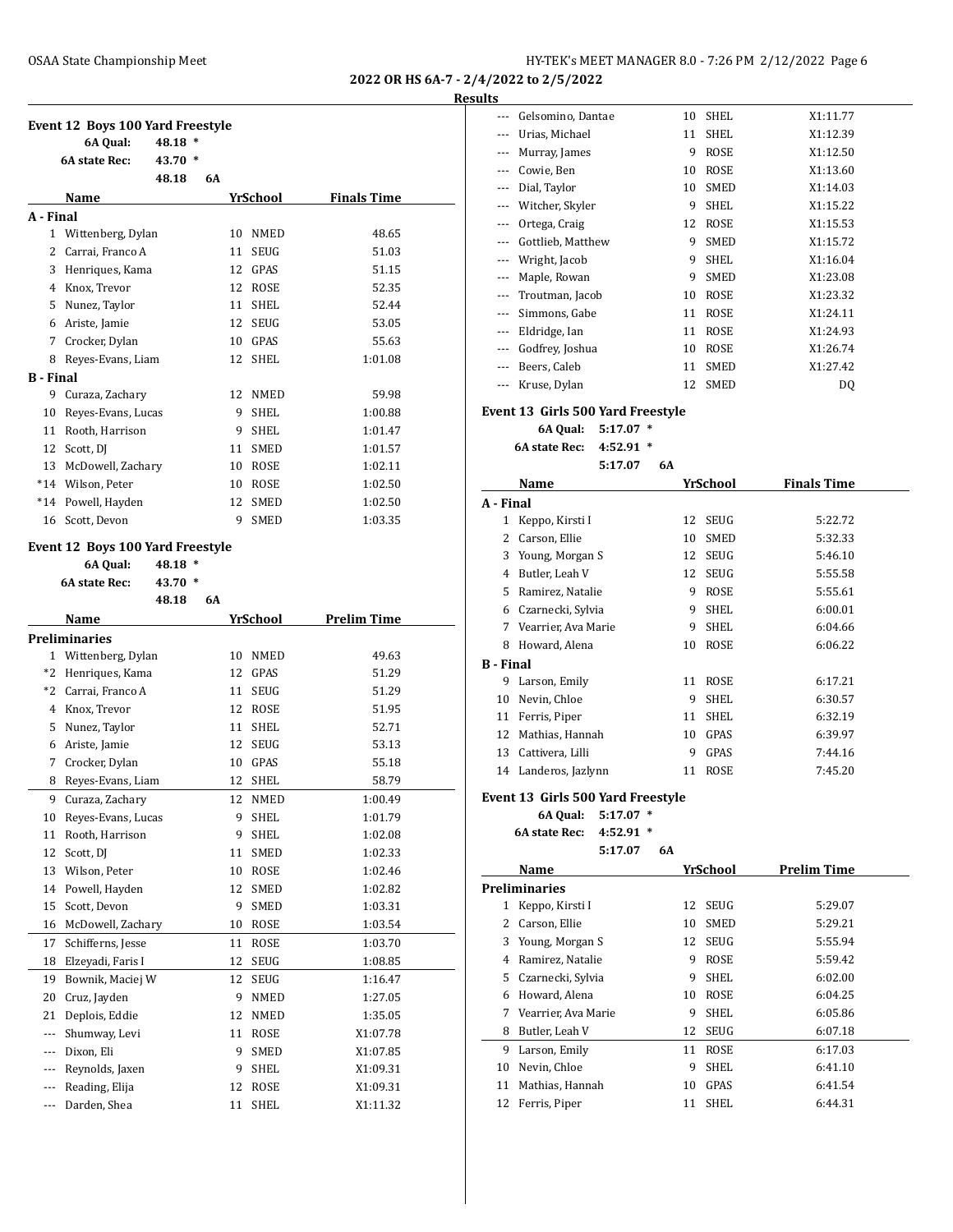**2022 OR HS 6A-7 - 2/4/2022 to 2/5/2022**

**Results**

### Event 12 Boys 100 Yard Freestyle

6A Qual: 48.18 *
6A state Rec: 43.70 *
48.18 6A

| | Name | Yr | School | Finals Time |
|---|---|---|---|---|
| **A - Final** | | | | |
| 1 | Wittenberg, Dylan | 10 | NMED | 48.65 |
| 2 | Carrai, Franco A | 11 | SEUG | 51.03 |
| 3 | Henriques, Kama | 12 | GPAS | 51.15 |
| 4 | Knox, Trevor | 12 | ROSE | 52.35 |
| 5 | Nunez, Taylor | 11 | SHEL | 52.44 |
| 6 | Ariste, Jamie | 12 | SEUG | 53.05 |
| 7 | Crocker, Dylan | 10 | GPAS | 55.63 |
| 8 | Reyes-Evans, Liam | 12 | SHEL | 1:01.08 |
| **B - Final** | | | | |
| 9 | Curaza, Zachary | 12 | NMED | 59.98 |
| 10 | Reyes-Evans, Lucas | 9 | SHEL | 1:00.88 |
| 11 | Rooth, Harrison | 9 | SHEL | 1:01.47 |
| 12 | Scott, DJ | 11 | SMED | 1:01.57 |
| 13 | McDowell, Zachary | 10 | ROSE | 1:02.11 |
| *14 | Wilson, Peter | 10 | ROSE | 1:02.50 |
| *14 | Powell, Hayden | 12 | SMED | 1:02.50 |
| 16 | Scott, Devon | 9 | SMED | 1:03.35 |

### Event 12 Boys 100 Yard Freestyle

6A Qual: 48.18 *
6A state Rec: 43.70 *
48.18 6A

| | Name | Yr | School | Prelim Time |
|---|---|---|---|---|
| **Preliminaries** | | | | |
| 1 | Wittenberg, Dylan | 10 | NMED | 49.63 |
| *2 | Henriques, Kama | 12 | GPAS | 51.29 |
| *2 | Carrai, Franco A | 11 | SEUG | 51.29 |
| 4 | Knox, Trevor | 12 | ROSE | 51.95 |
| 5 | Nunez, Taylor | 11 | SHEL | 52.71 |
| 6 | Ariste, Jamie | 12 | SEUG | 53.13 |
| 7 | Crocker, Dylan | 10 | GPAS | 55.18 |
| 8 | Reyes-Evans, Liam | 12 | SHEL | 58.79 |
| 9 | Curaza, Zachary | 12 | NMED | 1:00.49 |
| 10 | Reyes-Evans, Lucas | 9 | SHEL | 1:01.79 |
| 11 | Rooth, Harrison | 9 | SHEL | 1:02.08 |
| 12 | Scott, DJ | 11 | SMED | 1:02.33 |
| 13 | Wilson, Peter | 10 | ROSE | 1:02.46 |
| 14 | Powell, Hayden | 12 | SMED | 1:02.82 |
| 15 | Scott, Devon | 9 | SMED | 1:03.31 |
| 16 | McDowell, Zachary | 10 | ROSE | 1:03.54 |
| 17 | Schifferns, Jesse | 11 | ROSE | 1:03.70 |
| 18 | Elzeyadi, Faris I | 12 | SEUG | 1:08.85 |
| 19 | Bownik, Maciej W | 12 | SEUG | 1:16.47 |
| 20 | Cruz, Jayden | 9 | NMED | 1:27.05 |
| 21 | Deplois, Eddie | 12 | NMED | 1:35.05 |
| --- | Shumway, Levi | 11 | ROSE | X1:07.78 |
| --- | Dixon, Eli | 9 | SMED | X1:07.85 |
| --- | Reynolds, Jaxen | 9 | SHEL | X1:09.31 |
| --- | Reading, Elija | 12 | ROSE | X1:09.31 |
| --- | Darden, Shea | 11 | SHEL | X1:11.32 |
| --- | Gelsomino, Dantae | 10 | SHEL | X1:11.77 |
| --- | Urias, Michael | 11 | SHEL | X1:12.39 |
| --- | Murray, James | 9 | ROSE | X1:12.50 |
| --- | Cowie, Ben | 10 | ROSE | X1:13.60 |
| --- | Dial, Taylor | 10 | SMED | X1:14.03 |
| --- | Witcher, Skyler | 9 | SHEL | X1:15.22 |
| --- | Ortega, Craig | 12 | ROSE | X1:15.53 |
| --- | Gottlieb, Matthew | 9 | SMED | X1:15.72 |
| --- | Wright, Jacob | 9 | SHEL | X1:16.04 |
| --- | Maple, Rowan | 9 | SMED | X1:23.08 |
| --- | Troutman, Jacob | 10 | ROSE | X1:23.32 |
| --- | Simmons, Gabe | 11 | ROSE | X1:24.11 |
| --- | Eldridge, Ian | 11 | ROSE | X1:24.93 |
| --- | Godfrey, Joshua | 10 | ROSE | X1:26.74 |
| --- | Beers, Caleb | 11 | SMED | X1:27.42 |
| --- | Kruse, Dylan | 12 | SMED | DQ |

### Event 13 Girls 500 Yard Freestyle

6A Qual: 5:17.07 *
6A state Rec: 4:52.91 *
5:17.07 6A

| | Name | Yr | School | Finals Time |
|---|---|---|---|---|
| **A - Final** | | | | |
| 1 | Keppo, Kirsti I | 12 | SEUG | 5:22.72 |
| 2 | Carson, Ellie | 10 | SMED | 5:32.33 |
| 3 | Young, Morgan S | 12 | SEUG | 5:46.10 |
| 4 | Butler, Leah V | 12 | SEUG | 5:55.58 |
| 5 | Ramirez, Natalie | 9 | ROSE | 5:55.61 |
| 6 | Czarnecki, Sylvia | 9 | SHEL | 6:00.01 |
| 7 | Vearrier, Ava Marie | 9 | SHEL | 6:04.66 |
| 8 | Howard, Alena | 10 | ROSE | 6:06.22 |
| **B - Final** | | | | |
| 9 | Larson, Emily | 11 | ROSE | 6:17.21 |
| 10 | Nevin, Chloe | 9 | SHEL | 6:30.57 |
| 11 | Ferris, Piper | 11 | SHEL | 6:32.19 |
| 12 | Mathias, Hannah | 10 | GPAS | 6:39.97 |
| 13 | Cattivera, Lilli | 9 | GPAS | 7:44.16 |
| 14 | Landeros, Jazlynn | 11 | ROSE | 7:45.20 |

### Event 13 Girls 500 Yard Freestyle

6A Qual: 5:17.07 *
6A state Rec: 4:52.91 *
5:17.07 6A

| | Name | Yr | School | Prelim Time |
|---|---|---|---|---|
| **Preliminaries** | | | | |
| 1 | Keppo, Kirsti I | 12 | SEUG | 5:29.07 |
| 2 | Carson, Ellie | 10 | SMED | 5:29.21 |
| 3 | Young, Morgan S | 12 | SEUG | 5:55.94 |
| 4 | Ramirez, Natalie | 9 | ROSE | 5:59.42 |
| 5 | Czarnecki, Sylvia | 9 | SHEL | 6:02.00 |
| 6 | Howard, Alena | 10 | ROSE | 6:04.25 |
| 7 | Vearrier, Ava Marie | 9 | SHEL | 6:05.86 |
| 8 | Butler, Leah V | 12 | SEUG | 6:07.18 |
| 9 | Larson, Emily | 11 | ROSE | 6:17.03 |
| 10 | Nevin, Chloe | 9 | SHEL | 6:41.10 |
| 11 | Mathias, Hannah | 10 | GPAS | 6:41.54 |
| 12 | Ferris, Piper | 11 | SHEL | 6:44.31 |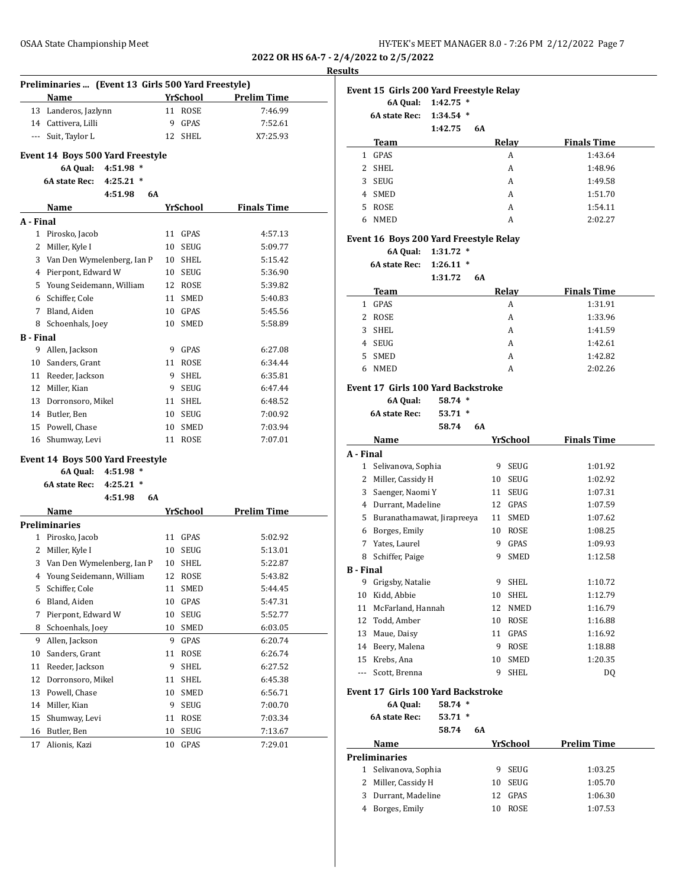**2022 OR HS 6A-7 - 2/4/2022 to 2/5/2022**

**Results**

### Preliminaries ... (Event 13 Girls 500 Yard Freestyle)

| | Name | Yr | School | Prelim Time |
|---|---|---|---|---|
| 13 | Landeros, Jazlynn | 11 | ROSE | 7:46.99 |
| 14 | Cattivera, Lilli | 9 | GPAS | 7:52.61 |
| --- | Suit, Taylor L | 12 | SHEL | X7:25.93 |

### Event 14 Boys 500 Yard Freestyle

6A Qual: 4:51.98 *
6A state Rec: 4:25.21 *
4:51.98 6A

| | Name | Yr | School | Finals Time |
|---|---|---|---|---|
| **A - Final** | | | | |
| 1 | Pirosko, Jacob | 11 | GPAS | 4:57.13 |
| 2 | Miller, Kyle I | 10 | SEUG | 5:09.77 |
| 3 | Van Den Wymelenberg, Ian P | 10 | SHEL | 5:15.42 |
| 4 | Pierpont, Edward W | 10 | SEUG | 5:36.90 |
| 5 | Young Seidemann, William | 12 | ROSE | 5:39.82 |
| 6 | Schiffer, Cole | 11 | SMED | 5:40.83 |
| 7 | Bland, Aiden | 10 | GPAS | 5:45.56 |
| 8 | Schoenhals, Joey | 10 | SMED | 5:58.89 |
| **B - Final** | | | | |
| 9 | Allen, Jackson | 9 | GPAS | 6:27.08 |
| 10 | Sanders, Grant | 11 | ROSE | 6:34.44 |
| 11 | Reeder, Jackson | 9 | SHEL | 6:35.81 |
| 12 | Miller, Kian | 9 | SEUG | 6:47.44 |
| 13 | Dorronsoro, Mikel | 11 | SHEL | 6:48.52 |
| 14 | Butler, Ben | 10 | SEUG | 7:00.92 |
| 15 | Powell, Chase | 10 | SMED | 7:03.94 |
| 16 | Shumway, Levi | 11 | ROSE | 7:07.01 |

### Event 14 Boys 500 Yard Freestyle

6A Qual: 4:51.98 *
6A state Rec: 4:25.21 *
4:51.98 6A

| | Name | Yr | School | Prelim Time |
|---|---|---|---|---|
| **Preliminaries** | | | | |
| 1 | Pirosko, Jacob | 11 | GPAS | 5:02.92 |
| 2 | Miller, Kyle I | 10 | SEUG | 5:13.01 |
| 3 | Van Den Wymelenberg, Ian P | 10 | SHEL | 5:22.87 |
| 4 | Young Seidemann, William | 12 | ROSE | 5:43.82 |
| 5 | Schiffer, Cole | 11 | SMED | 5:44.45 |
| 6 | Bland, Aiden | 10 | GPAS | 5:47.31 |
| 7 | Pierpont, Edward W | 10 | SEUG | 5:52.77 |
| 8 | Schoenhals, Joey | 10 | SMED | 6:03.05 |
| 9 | Allen, Jackson | 9 | GPAS | 6:20.74 |
| 10 | Sanders, Grant | 11 | ROSE | 6:26.74 |
| 11 | Reeder, Jackson | 9 | SHEL | 6:27.52 |
| 12 | Dorronsoro, Mikel | 11 | SHEL | 6:45.38 |
| 13 | Powell, Chase | 10 | SMED | 6:56.71 |
| 14 | Miller, Kian | 9 | SEUG | 7:00.70 |
| 15 | Shumway, Levi | 11 | ROSE | 7:03.34 |
| 16 | Butler, Ben | 10 | SEUG | 7:13.67 |
| 17 | Alionis, Kazi | 10 | GPAS | 7:29.01 |

### Event 15 Girls 200 Yard Freestyle Relay

6A Qual: 1:42.75 *
6A state Rec: 1:34.54 *
1:42.75 6A

| | Team | Relay | Finals Time |
|---|---|---|---|
| 1 | GPAS | A | 1:43.64 |
| 2 | SHEL | A | 1:48.96 |
| 3 | SEUG | A | 1:49.58 |
| 4 | SMED | A | 1:51.70 |
| 5 | ROSE | A | 1:54.11 |
| 6 | NMED | A | 2:02.27 |

### Event 16 Boys 200 Yard Freestyle Relay

6A Qual: 1:31.72 *
6A state Rec: 1:26.11 *
1:31.72 6A

| | Team | Relay | Finals Time |
|---|---|---|---|
| 1 | GPAS | A | 1:31.91 |
| 2 | ROSE | A | 1:33.96 |
| 3 | SHEL | A | 1:41.59 |
| 4 | SEUG | A | 1:42.61 |
| 5 | SMED | A | 1:42.82 |
| 6 | NMED | A | 2:02.26 |

### Event 17 Girls 100 Yard Backstroke

6A Qual: 58.74 *
6A state Rec: 53.71 *
58.74 6A

| | Name | Yr | School | Finals Time |
|---|---|---|---|---|
| **A - Final** | | | | |
| 1 | Selivanova, Sophia | 9 | SEUG | 1:01.92 |
| 2 | Miller, Cassidy H | 10 | SEUG | 1:02.92 |
| 3 | Saenger, Naomi Y | 11 | SEUG | 1:07.31 |
| 4 | Durrant, Madeline | 12 | GPAS | 1:07.59 |
| 5 | Buranathamawat, Jirapreeya | 11 | SMED | 1:07.62 |
| 6 | Borges, Emily | 10 | ROSE | 1:08.25 |
| 7 | Yates, Laurel | 9 | GPAS | 1:09.93 |
| 8 | Schiffer, Paige | 9 | SMED | 1:12.58 |
| **B - Final** | | | | |
| 9 | Grigsby, Natalie | 9 | SHEL | 1:10.72 |
| 10 | Kidd, Abbie | 10 | SHEL | 1:12.79 |
| 11 | McFarland, Hannah | 12 | NMED | 1:16.79 |
| 12 | Todd, Amber | 10 | ROSE | 1:16.88 |
| 13 | Maue, Daisy | 11 | GPAS | 1:16.92 |
| 14 | Beery, Malena | 9 | ROSE | 1:18.88 |
| 15 | Krebs, Ana | 10 | SMED | 1:20.35 |
| --- | Scott, Brenna | 9 | SHEL | DQ |

### Event 17 Girls 100 Yard Backstroke

6A Qual: 58.74 *
6A state Rec: 53.71 *
58.74 6A

| | Name | Yr | School | Prelim Time |
|---|---|---|---|---|
| **Preliminaries** | | | | |
| 1 | Selivanova, Sophia | 9 | SEUG | 1:03.25 |
| 2 | Miller, Cassidy H | 10 | SEUG | 1:05.70 |
| 3 | Durrant, Madeline | 12 | GPAS | 1:06.30 |
| 4 | Borges, Emily | 10 | ROSE | 1:07.53 |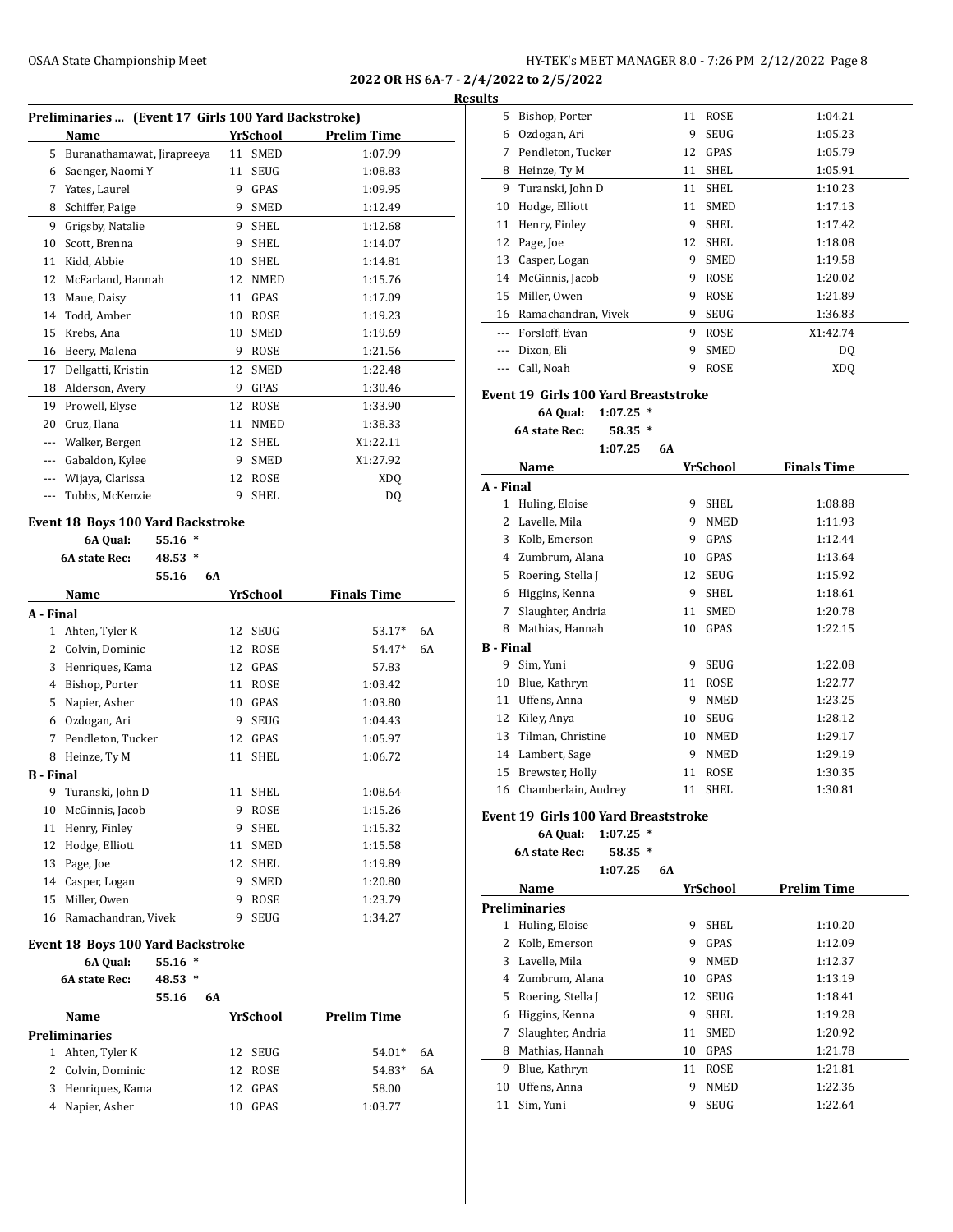**2022 OR HS 6A-7 - 2/4/2022 to 2/5/2022**

**Results**

### Preliminaries ... (Event 17 Girls 100 Yard Backstroke)

| | Name | Yr | School | Prelim Time | |
|---|---|---|---|---|---|
| 5 | Buranathamawat, Jirapreeya | 11 | SMED | 1:07.99 | |
| 6 | Saenger, Naomi Y | 11 | SEUG | 1:08.83 | |
| 7 | Yates, Laurel | 9 | GPAS | 1:09.95 | |
| 8 | Schiffer, Paige | 9 | SMED | 1:12.49 | |
| 9 | Grigsby, Natalie | 9 | SHEL | 1:12.68 | |
| 10 | Scott, Brenna | 9 | SHEL | 1:14.07 | |
| 11 | Kidd, Abbie | 10 | SHEL | 1:14.81 | |
| 12 | McFarland, Hannah | 12 | NMED | 1:15.76 | |
| 13 | Maue, Daisy | 11 | GPAS | 1:17.09 | |
| 14 | Todd, Amber | 10 | ROSE | 1:19.23 | |
| 15 | Krebs, Ana | 10 | SMED | 1:19.69 | |
| 16 | Beery, Malena | 9 | ROSE | 1:21.56 | |
| 17 | Dellgatti, Kristin | 12 | SMED | 1:22.48 | |
| 18 | Alderson, Avery | 9 | GPAS | 1:30.46 | |
| 19 | Prowell, Elyse | 12 | ROSE | 1:33.90 | |
| 20 | Cruz, Ilana | 11 | NMED | 1:38.33 | |
| --- | Walker, Bergen | 12 | SHEL | X1:22.11 | |
| --- | Gabaldon, Kylee | 9 | SMED | X1:27.92 | |
| --- | Wijaya, Clarissa | 12 | ROSE | XDQ | |
| --- | Tubbs, McKenzie | 9 | SHEL | DQ | |

### Event 18 Boys 100 Yard Backstroke

6A Qual: 55.16 *
6A state Rec: 48.53 *
55.16 6A

| | Name | Yr | School | Finals Time | |
|---|---|---|---|---|---|
| **A - Final** | | | | | |
| 1 | Ahten, Tyler K | 12 | SEUG | 53.17* | 6A |
| 2 | Colvin, Dominic | 12 | ROSE | 54.47* | 6A |
| 3 | Henriques, Kama | 12 | GPAS | 57.83 | |
| 4 | Bishop, Porter | 11 | ROSE | 1:03.42 | |
| 5 | Napier, Asher | 10 | GPAS | 1:03.80 | |
| 6 | Ozdogan, Ari | 9 | SEUG | 1:04.43 | |
| 7 | Pendleton, Tucker | 12 | GPAS | 1:05.97 | |
| 8 | Heinze, Ty M | 11 | SHEL | 1:06.72 | |
| **B - Final** | | | | | |
| 9 | Turanski, John D | 11 | SHEL | 1:08.64 | |
| 10 | McGinnis, Jacob | 9 | ROSE | 1:15.26 | |
| 11 | Henry, Finley | 9 | SHEL | 1:15.32 | |
| 12 | Hodge, Elliott | 11 | SMED | 1:15.58 | |
| 13 | Page, Joe | 12 | SHEL | 1:19.89 | |
| 14 | Casper, Logan | 9 | SMED | 1:20.80 | |
| 15 | Miller, Owen | 9 | ROSE | 1:23.79 | |
| 16 | Ramachandran, Vivek | 9 | SEUG | 1:34.27 | |

### Event 18 Boys 100 Yard Backstroke

6A Qual: 55.16 *
6A state Rec: 48.53 *
55.16 6A

| | Name | Yr | School | Prelim Time | |
|---|---|---|---|---|---|
| **Preliminaries** | | | | | |
| 1 | Ahten, Tyler K | 12 | SEUG | 54.01* | 6A |
| 2 | Colvin, Dominic | 12 | ROSE | 54.83* | 6A |
| 3 | Henriques, Kama | 12 | GPAS | 58.00 | |
| 4 | Napier, Asher | 10 | GPAS | 1:03.77 | |
| 5 | Bishop, Porter | 11 | ROSE | 1:04.21 | |
| 6 | Ozdogan, Ari | 9 | SEUG | 1:05.23 | |
| 7 | Pendleton, Tucker | 12 | GPAS | 1:05.79 | |
| 8 | Heinze, Ty M | 11 | SHEL | 1:05.91 | |
| 9 | Turanski, John D | 11 | SHEL | 1:10.23 | |
| 10 | Hodge, Elliott | 11 | SMED | 1:17.13 | |
| 11 | Henry, Finley | 9 | SHEL | 1:17.42 | |
| 12 | Page, Joe | 12 | SHEL | 1:18.08 | |
| 13 | Casper, Logan | 9 | SMED | 1:19.58 | |
| 14 | McGinnis, Jacob | 9 | ROSE | 1:20.02 | |
| 15 | Miller, Owen | 9 | ROSE | 1:21.89 | |
| 16 | Ramachandran, Vivek | 9 | SEUG | 1:36.83 | |
| --- | Forsloff, Evan | 9 | ROSE | X1:42.74 | |
| --- | Dixon, Eli | 9 | SMED | DQ | |
| --- | Call, Noah | 9 | ROSE | XDQ | |

### Event 19 Girls 100 Yard Breaststroke

6A Qual: 1:07.25 *
6A state Rec: 58.35 *
1:07.25 6A

| | Name | Yr | School | Finals Time |
|---|---|---|---|---|
| **A - Final** | | | | |
| 1 | Huling, Eloise | 9 | SHEL | 1:08.88 |
| 2 | Lavelle, Mila | 9 | NMED | 1:11.93 |
| 3 | Kolb, Emerson | 9 | GPAS | 1:12.44 |
| 4 | Zumbrum, Alana | 10 | GPAS | 1:13.64 |
| 5 | Roering, Stella J | 12 | SEUG | 1:15.92 |
| 6 | Higgins, Kenna | 9 | SHEL | 1:18.61 |
| 7 | Slaughter, Andria | 11 | SMED | 1:20.78 |
| 8 | Mathias, Hannah | 10 | GPAS | 1:22.15 |
| **B - Final** | | | | |
| 9 | Sim, Yuni | 9 | SEUG | 1:22.08 |
| 10 | Blue, Kathryn | 11 | ROSE | 1:22.77 |
| 11 | Uffens, Anna | 9 | NMED | 1:23.25 |
| 12 | Kiley, Anya | 10 | SEUG | 1:28.12 |
| 13 | Tilman, Christine | 10 | NMED | 1:29.17 |
| 14 | Lambert, Sage | 9 | NMED | 1:29.19 |
| 15 | Brewster, Holly | 11 | ROSE | 1:30.35 |
| 16 | Chamberlain, Audrey | 11 | SHEL | 1:30.81 |

### Event 19 Girls 100 Yard Breaststroke

6A Qual: 1:07.25 *
6A state Rec: 58.35 *
1:07.25 6A

| | Name | Yr | School | Prelim Time |
|---|---|---|---|---|
| **Preliminaries** | | | | |
| 1 | Huling, Eloise | 9 | SHEL | 1:10.20 |
| 2 | Kolb, Emerson | 9 | GPAS | 1:12.09 |
| 3 | Lavelle, Mila | 9 | NMED | 1:12.37 |
| 4 | Zumbrum, Alana | 10 | GPAS | 1:13.19 |
| 5 | Roering, Stella J | 12 | SEUG | 1:18.41 |
| 6 | Higgins, Kenna | 9 | SHEL | 1:19.28 |
| 7 | Slaughter, Andria | 11 | SMED | 1:20.92 |
| 8 | Mathias, Hannah | 10 | GPAS | 1:21.78 |
| 9 | Blue, Kathryn | 11 | ROSE | 1:21.81 |
| 10 | Uffens, Anna | 9 | NMED | 1:22.36 |
| 11 | Sim, Yuni | 9 | SEUG | 1:22.64 |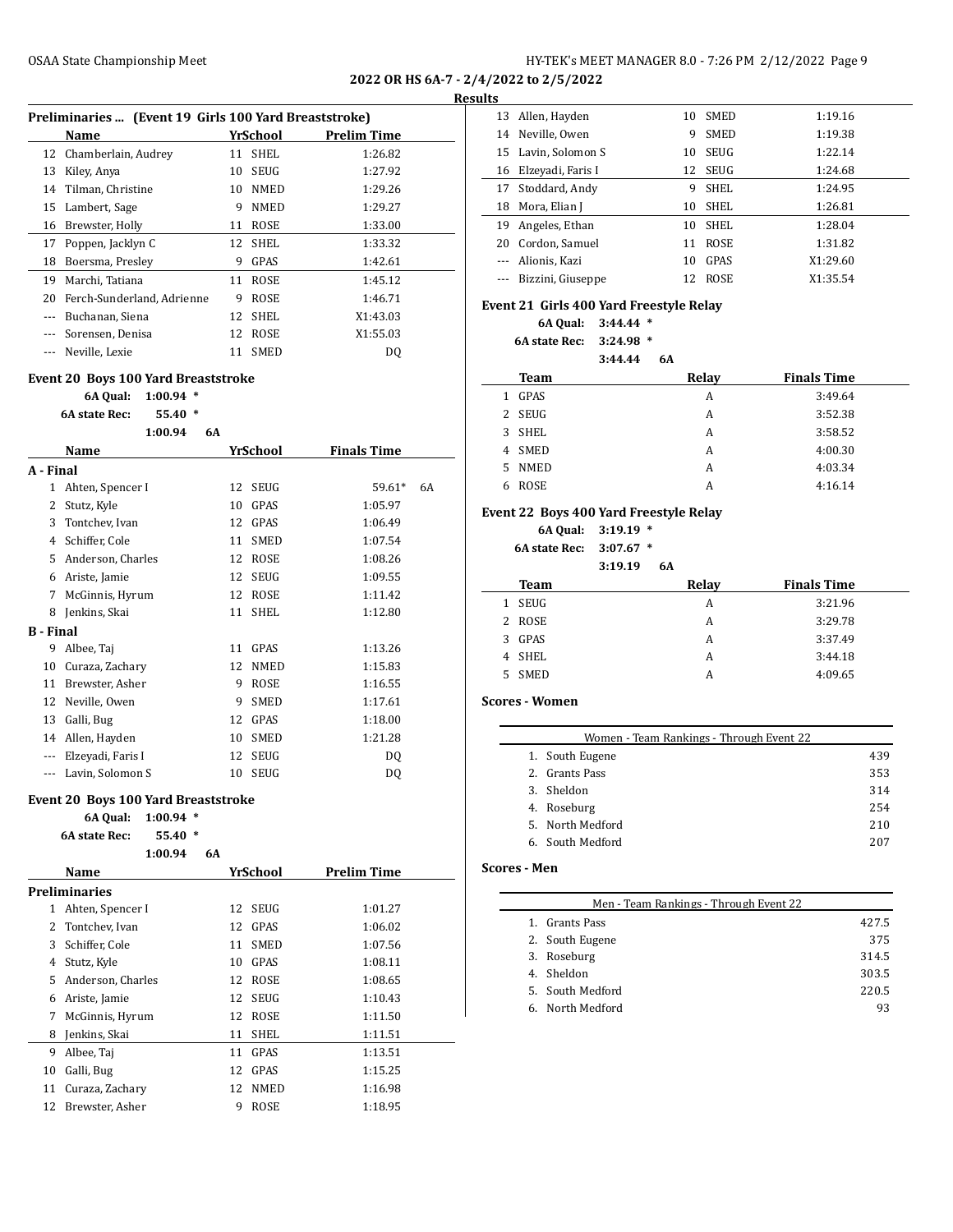## Preliminaries ... (Event 19 Girls 100 Yard Breaststroke)

| | Name | Yr | School | Prelim Time |
|---|---|---|---|---|
| 12 | Chamberlain, Audrey | 11 | SHEL | 1:26.82 |
| 13 | Kiley, Anya | 10 | SEUG | 1:27.92 |
| 14 | Tilman, Christine | 10 | NMED | 1:29.26 |
| 15 | Lambert, Sage | 9 | NMED | 1:29.27 |
| 16 | Brewster, Holly | 11 | ROSE | 1:33.00 |
| 17 | Poppen, Jacklyn C | 12 | SHEL | 1:33.32 |
| 18 | Boersma, Presley | 9 | GPAS | 1:42.61 |
| 19 | Marchi, Tatiana | 11 | ROSE | 1:45.12 |
| 20 | Ferch-Sunderland, Adrienne | 9 | ROSE | 1:46.71 |
| --- | Buchanan, Siena | 12 | SHEL | X1:43.03 |
| --- | Sorensen, Denisa | 12 | ROSE | X1:55.03 |
| --- | Neville, Lexie | 11 | SMED | DQ |

## Event 20 Boys 100 Yard Breaststroke

6A Qual: 1:00.94 *
6A state Rec: 55.40 *
1:00.94 6A

| | Name | Yr | School | Finals Time | |
|---|---|---|---|---|---|
| **A - Final** | | | | | |
| 1 | Ahten, Spencer I | 12 | SEUG | 59.61* | 6A |
| 2 | Stutz, Kyle | 10 | GPAS | 1:05.97 | |
| 3 | Tontchev, Ivan | 12 | GPAS | 1:06.49 | |
| 4 | Schiffer, Cole | 11 | SMED | 1:07.54 | |
| 5 | Anderson, Charles | 12 | ROSE | 1:08.26 | |
| 6 | Ariste, Jamie | 12 | SEUG | 1:09.55 | |
| 7 | McGinnis, Hyrum | 12 | ROSE | 1:11.42 | |
| 8 | Jenkins, Skai | 11 | SHEL | 1:12.80 | |
| **B - Final** | | | | | |
| 9 | Albee, Taj | 11 | GPAS | 1:13.26 | |
| 10 | Curaza, Zachary | 12 | NMED | 1:15.83 | |
| 11 | Brewster, Asher | 9 | ROSE | 1:16.55 | |
| 12 | Neville, Owen | 9 | SMED | 1:17.61 | |
| 13 | Galli, Bug | 12 | GPAS | 1:18.00 | |
| 14 | Allen, Hayden | 10 | SMED | 1:21.28 | |
| --- | Elzeyadi, Faris I | 12 | SEUG | DQ | |
| --- | Lavin, Solomon S | 10 | SEUG | DQ | |

## Event 20 Boys 100 Yard Breaststroke

6A Qual: 1:00.94 *
6A state Rec: 55.40 *
1:00.94 6A

| | Name | Yr | School | Prelim Time |
|---|---|---|---|---|
| **Preliminaries** | | | | |
| 1 | Ahten, Spencer I | 12 | SEUG | 1:01.27 |
| 2 | Tontchev, Ivan | 12 | GPAS | 1:06.02 |
| 3 | Schiffer, Cole | 11 | SMED | 1:07.56 |
| 4 | Stutz, Kyle | 10 | GPAS | 1:08.11 |
| 5 | Anderson, Charles | 12 | ROSE | 1:08.65 |
| 6 | Ariste, Jamie | 12 | SEUG | 1:10.43 |
| 7 | McGinnis, Hyrum | 12 | ROSE | 1:11.50 |
| 8 | Jenkins, Skai | 11 | SHEL | 1:11.51 |
| 9 | Albee, Taj | 11 | GPAS | 1:13.51 |
| 10 | Galli, Bug | 12 | GPAS | 1:15.25 |
| 11 | Curaza, Zachary | 12 | NMED | 1:16.98 |
| 12 | Brewster, Asher | 9 | ROSE | 1:18.95 |
| 13 | Allen, Hayden | 10 | SMED | 1:19.16 |
| 14 | Neville, Owen | 9 | SMED | 1:19.38 |
| 15 | Lavin, Solomon S | 10 | SEUG | 1:22.14 |
| 16 | Elzeyadi, Faris I | 12 | SEUG | 1:24.68 |
| 17 | Stoddard, Andy | 9 | SHEL | 1:24.95 |
| 18 | Mora, Elian J | 10 | SHEL | 1:26.81 |
| 19 | Angeles, Ethan | 10 | SHEL | 1:28.04 |
| 20 | Cordon, Samuel | 11 | ROSE | 1:31.82 |
| --- | Alionis, Kazi | 10 | GPAS | X1:29.60 |
| --- | Bizzini, Giuseppe | 12 | ROSE | X1:35.54 |

## Event 21 Girls 400 Yard Freestyle Relay

6A Qual: 3:44.44 *
6A state Rec: 3:24.98 *
3:44.44 6A

| | Team | Relay | Finals Time |
|---|---|---|---|
| 1 | GPAS | A | 3:49.64 |
| 2 | SEUG | A | 3:52.38 |
| 3 | SHEL | A | 3:58.52 |
| 4 | SMED | A | 4:00.30 |
| 5 | NMED | A | 4:03.34 |
| 6 | ROSE | A | 4:16.14 |

## Event 22 Boys 400 Yard Freestyle Relay

6A Qual: 3:19.19 *
6A state Rec: 3:07.67 *
3:19.19 6A

| | Team | Relay | Finals Time |
|---|---|---|---|
| 1 | SEUG | A | 3:21.96 |
| 2 | ROSE | A | 3:29.78 |
| 3 | GPAS | A | 3:37.49 |
| 4 | SHEL | A | 3:44.18 |
| 5 | SMED | A | 4:09.65 |

## Scores - Women

| Women - Team Rankings - Through Event 22 | |
|---|---|
| 1. South Eugene | 439 |
| 2. Grants Pass | 353 |
| 3. Sheldon | 314 |
| 4. Roseburg | 254 |
| 5. North Medford | 210 |
| 6. South Medford | 207 |

## Scores - Men

| Men - Team Rankings - Through Event 22 | |
|---|---|
| 1. Grants Pass | 427.5 |
| 2. South Eugene | 375 |
| 3. Roseburg | 314.5 |
| 4. Sheldon | 303.5 |
| 5. South Medford | 220.5 |
| 6. North Medford | 93 |